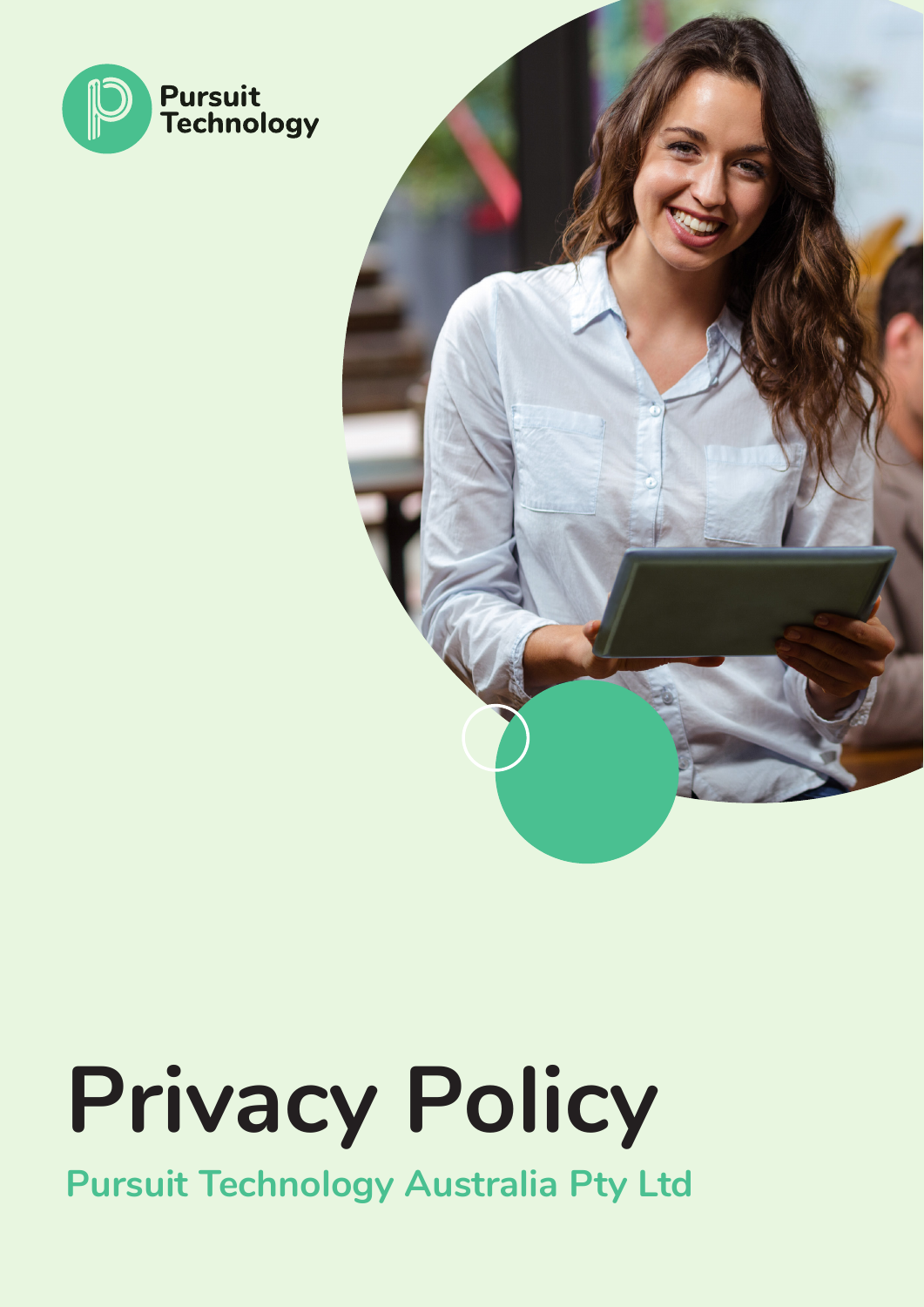Pursuit Technology

# Privacy Policy

## Pursuit Technology Australia Pty Ltd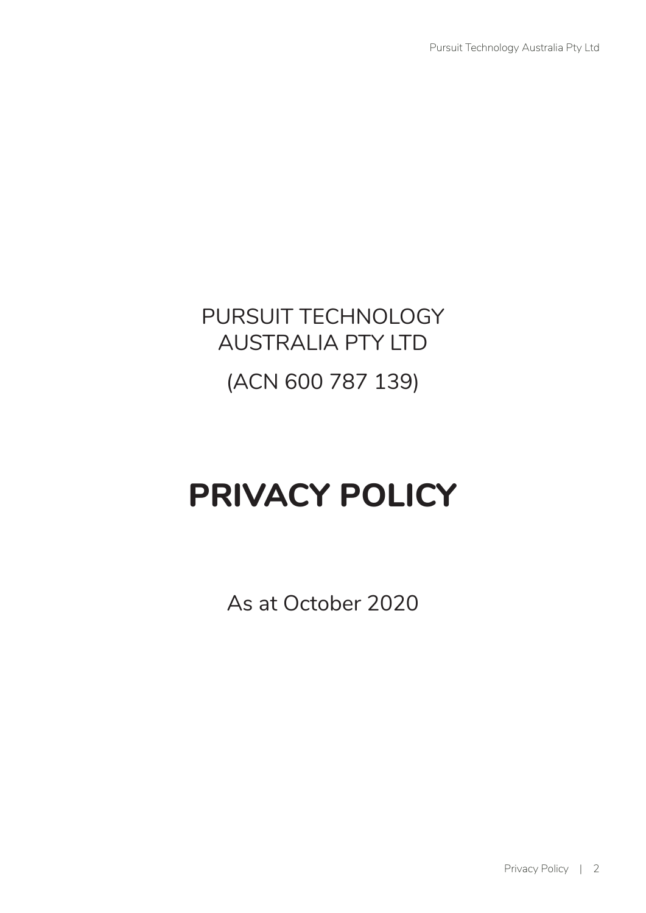PURSUIT TECHNOLOGY AUSTRALIA PTY LTD

(ACN 600 787 139)

# PRIVACY POLICY

As at October 2020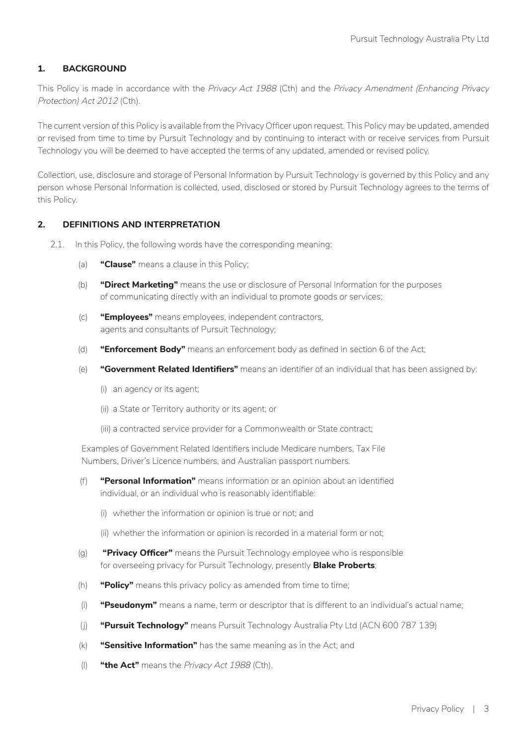## 1. BACKGROUND

This Policy is made in accordance with the *Privacy Act 1988* (Cth) and the *Privacy Amendment (Enhancing Privacy Protection) Act 2012* (Cth).

The current version of this Policy is available from the Privacy Officer upon request. This Policy may be updated, amended or revised from time to time by Pursuit Technology and by continuing to interact with or receive services from Pursuit Technology you will be deemed to have accepted the terms of any updated, amended or revised policy.

Collection, use, disclosure and storage of Personal Information by Pursuit Technology is governed by this Policy and any person whose Personal Information is collected, used, disclosed or stored by Pursuit Technology agrees to the terms of this Policy.

## 2. DEFINITIONS AND INTERPRETATION

2.1. In this Policy, the following words have the corresponding meaning:

(a) **"Clause"** means a clause in this Policy;

(b) **"Direct Marketing"** means the use or disclosure of Personal Information for the purposes of communicating directly with an individual to promote goods or services;

(c) **"Employees"** means employees, independent contractors, agents and consultants of Pursuit Technology;

(d) **"Enforcement Body"** means an enforcement body as defined in section 6 of the Act;

(e) **"Government Related Identifiers"** means an identifier of an individual that has been assigned by:

(i) an agency or its agent;

(ii) a State or Territory authority or its agent; or

(iii) a contracted service provider for a Commonwealth or State contract;

Examples of Government Related Identifiers include Medicare numbers, Tax File Numbers, Driver's Licence numbers, and Australian passport numbers.

(f) **"Personal Information"** means information or an opinion about an identified individual, or an individual who is reasonably identifiable:

(i) whether the information or opinion is true or not; and

(ii) whether the information or opinion is recorded in a material form or not;

(g) **"Privacy Officer"** means the Pursuit Technology employee who is responsible for overseeing privacy for Pursuit Technology, presently **Blake Proberts**;

(h) **"Policy"** means this privacy policy as amended from time to time;

(i) **"Pseudonym"** means a name, term or descriptor that is different to an individual's actual name;

(j) **"Pursuit Technology"** means Pursuit Technology Australia Pty Ltd (ACN 600 787 139)

(k) **"Sensitive Information"** has the same meaning as in the Act; and

(l) **"the Act"** means the *Privacy Act 1988* (Cth).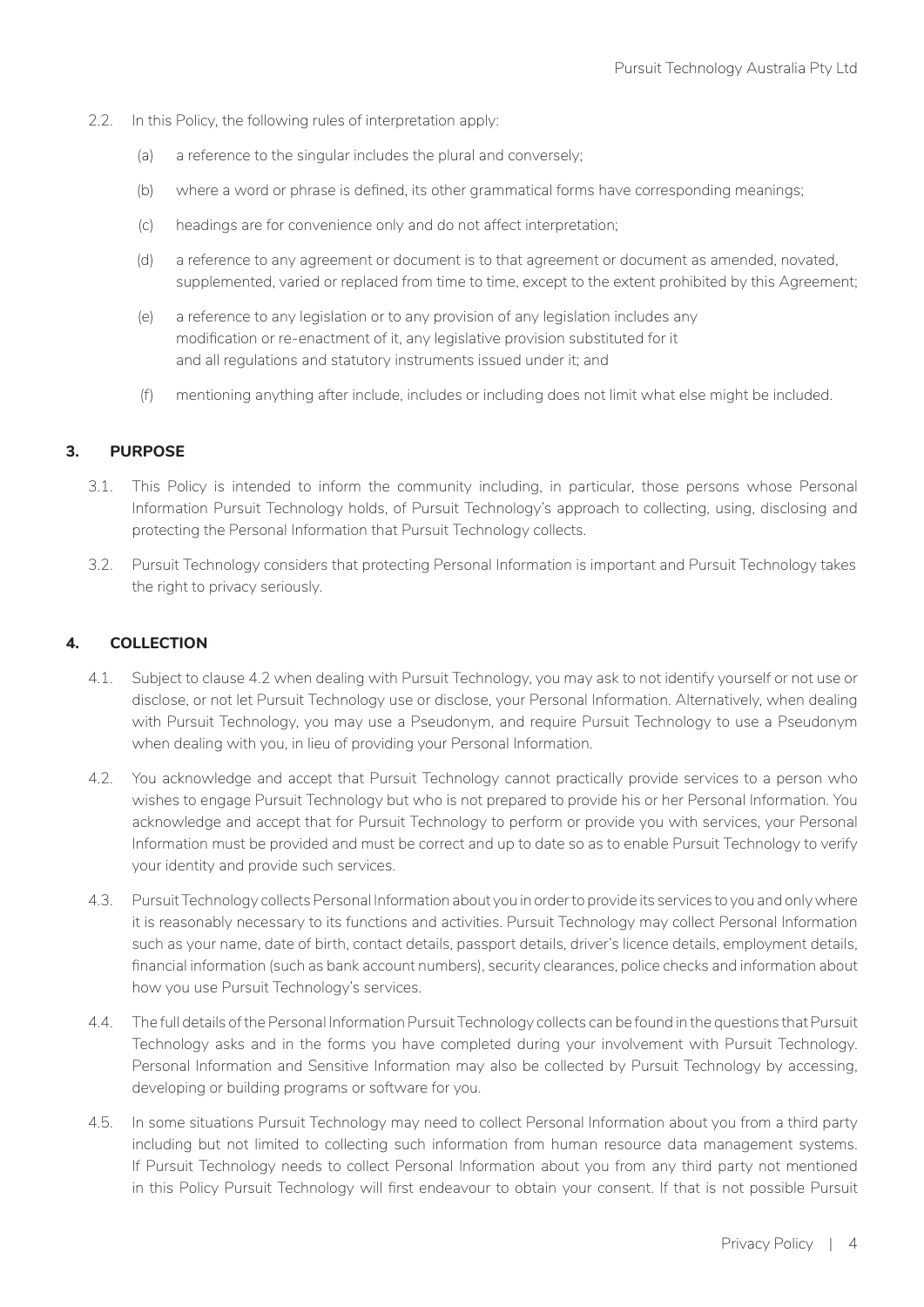2.2. In this Policy, the following rules of interpretation apply:

(a) a reference to the singular includes the plural and conversely;

(b) where a word or phrase is defined, its other grammatical forms have corresponding meanings;

(c) headings are for convenience only and do not affect interpretation;

(d) a reference to any agreement or document is to that agreement or document as amended, novated, supplemented, varied or replaced from time to time, except to the extent prohibited by this Agreement;

(e) a reference to any legislation or to any provision of any legislation includes any modification or re-enactment of it, any legislative provision substituted for it and all regulations and statutory instruments issued under it; and

(f) mentioning anything after include, includes or including does not limit what else might be included.

## 3. PURPOSE

3.1. This Policy is intended to inform the community including, in particular, those persons whose Personal Information Pursuit Technology holds, of Pursuit Technology's approach to collecting, using, disclosing and protecting the Personal Information that Pursuit Technology collects.

3.2. Pursuit Technology considers that protecting Personal Information is important and Pursuit Technology takes the right to privacy seriously.

## 4. COLLECTION

4.1. Subject to clause 4.2 when dealing with Pursuit Technology, you may ask to not identify yourself or not use or disclose, or not let Pursuit Technology use or disclose, your Personal Information. Alternatively, when dealing with Pursuit Technology, you may use a Pseudonym, and require Pursuit Technology to use a Pseudonym when dealing with you, in lieu of providing your Personal Information.

4.2. You acknowledge and accept that Pursuit Technology cannot practically provide services to a person who wishes to engage Pursuit Technology but who is not prepared to provide his or her Personal Information. You acknowledge and accept that for Pursuit Technology to perform or provide you with services, your Personal Information must be provided and must be correct and up to date so as to enable Pursuit Technology to verify your identity and provide such services.

4.3. Pursuit Technology collects Personal Information about you in order to provide its services to you and only where it is reasonably necessary to its functions and activities. Pursuit Technology may collect Personal Information such as your name, date of birth, contact details, passport details, driver's licence details, employment details, financial information (such as bank account numbers), security clearances, police checks and information about how you use Pursuit Technology's services.

4.4. The full details of the Personal Information Pursuit Technology collects can be found in the questions that Pursuit Technology asks and in the forms you have completed during your involvement with Pursuit Technology. Personal Information and Sensitive Information may also be collected by Pursuit Technology by accessing, developing or building programs or software for you.

4.5. In some situations Pursuit Technology may need to collect Personal Information about you from a third party including but not limited to collecting such information from human resource data management systems. If Pursuit Technology needs to collect Personal Information about you from any third party not mentioned in this Policy Pursuit Technology will first endeavour to obtain your consent. If that is not possible Pursuit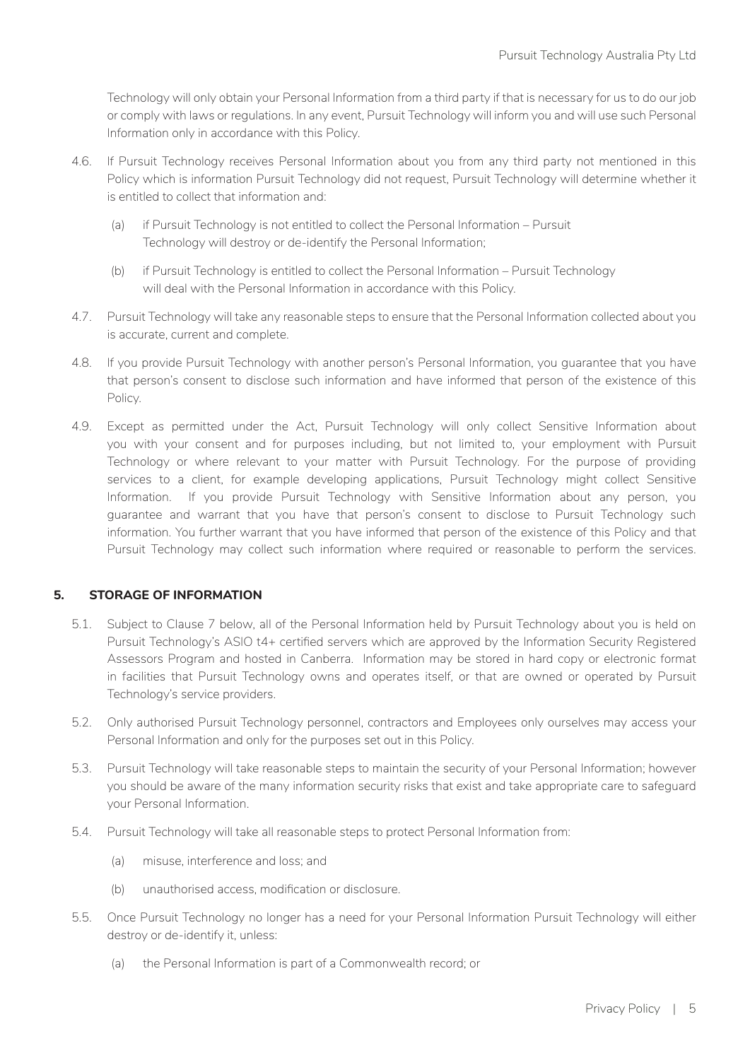Technology will only obtain your Personal Information from a third party if that is necessary for us to do our job or comply with laws or regulations. In any event, Pursuit Technology will inform you and will use such Personal Information only in accordance with this Policy.

4.6. If Pursuit Technology receives Personal Information about you from any third party not mentioned in this Policy which is information Pursuit Technology did not request, Pursuit Technology will determine whether it is entitled to collect that information and:

(a) if Pursuit Technology is not entitled to collect the Personal Information – Pursuit Technology will destroy or de-identify the Personal Information;

(b) if Pursuit Technology is entitled to collect the Personal Information – Pursuit Technology will deal with the Personal Information in accordance with this Policy.

4.7. Pursuit Technology will take any reasonable steps to ensure that the Personal Information collected about you is accurate, current and complete.

4.8. If you provide Pursuit Technology with another person's Personal Information, you guarantee that you have that person's consent to disclose such information and have informed that person of the existence of this Policy.

4.9. Except as permitted under the Act, Pursuit Technology will only collect Sensitive Information about you with your consent and for purposes including, but not limited to, your employment with Pursuit Technology or where relevant to your matter with Pursuit Technology. For the purpose of providing services to a client, for example developing applications, Pursuit Technology might collect Sensitive Information. If you provide Pursuit Technology with Sensitive Information about any person, you guarantee and warrant that you have that person's consent to disclose to Pursuit Technology such information. You further warrant that you have informed that person of the existence of this Policy and that Pursuit Technology may collect such information where required or reasonable to perform the services.

## 5. STORAGE OF INFORMATION

5.1. Subject to Clause 7 below, all of the Personal Information held by Pursuit Technology about you is held on Pursuit Technology's ASIO t4+ certified servers which are approved by the Information Security Registered Assessors Program and hosted in Canberra. Information may be stored in hard copy or electronic format in facilities that Pursuit Technology owns and operates itself, or that are owned or operated by Pursuit Technology's service providers.

5.2. Only authorised Pursuit Technology personnel, contractors and Employees only ourselves may access your Personal Information and only for the purposes set out in this Policy.

5.3. Pursuit Technology will take reasonable steps to maintain the security of your Personal Information; however you should be aware of the many information security risks that exist and take appropriate care to safeguard your Personal Information.

5.4. Pursuit Technology will take all reasonable steps to protect Personal Information from:

(a) misuse, interference and loss; and

(b) unauthorised access, modification or disclosure.

5.5. Once Pursuit Technology no longer has a need for your Personal Information Pursuit Technology will either destroy or de-identify it, unless:

(a) the Personal Information is part of a Commonwealth record; or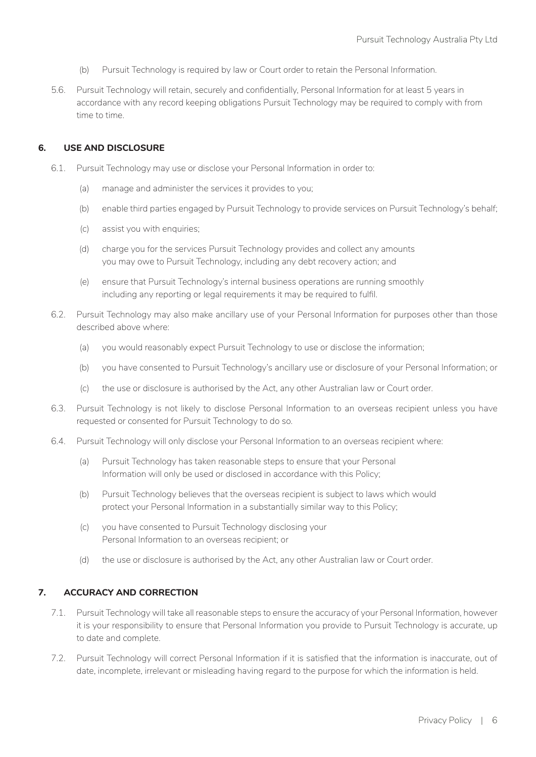(b) Pursuit Technology is required by law or Court order to retain the Personal Information.

5.6. Pursuit Technology will retain, securely and confidentially, Personal Information for at least 5 years in accordance with any record keeping obligations Pursuit Technology may be required to comply with from time to time.

## 6. USE AND DISCLOSURE

6.1. Pursuit Technology may use or disclose your Personal Information in order to:

(a) manage and administer the services it provides to you;

(b) enable third parties engaged by Pursuit Technology to provide services on Pursuit Technology's behalf;

(c) assist you with enquiries;

(d) charge you for the services Pursuit Technology provides and collect any amounts you may owe to Pursuit Technology, including any debt recovery action; and

(e) ensure that Pursuit Technology's internal business operations are running smoothly including any reporting or legal requirements it may be required to fulfil.

6.2. Pursuit Technology may also make ancillary use of your Personal Information for purposes other than those described above where:

(a) you would reasonably expect Pursuit Technology to use or disclose the information;

(b) you have consented to Pursuit Technology's ancillary use or disclosure of your Personal Information; or

(c) the use or disclosure is authorised by the Act, any other Australian law or Court order.

6.3. Pursuit Technology is not likely to disclose Personal Information to an overseas recipient unless you have requested or consented for Pursuit Technology to do so.

6.4. Pursuit Technology will only disclose your Personal Information to an overseas recipient where:

(a) Pursuit Technology has taken reasonable steps to ensure that your Personal Information will only be used or disclosed in accordance with this Policy;

(b) Pursuit Technology believes that the overseas recipient is subject to laws which would protect your Personal Information in a substantially similar way to this Policy;

(c) you have consented to Pursuit Technology disclosing your Personal Information to an overseas recipient; or

(d) the use or disclosure is authorised by the Act, any other Australian law or Court order.

## 7. ACCURACY AND CORRECTION

7.1. Pursuit Technology will take all reasonable steps to ensure the accuracy of your Personal Information, however it is your responsibility to ensure that Personal Information you provide to Pursuit Technology is accurate, up to date and complete.

7.2. Pursuit Technology will correct Personal Information if it is satisfied that the information is inaccurate, out of date, incomplete, irrelevant or misleading having regard to the purpose for which the information is held.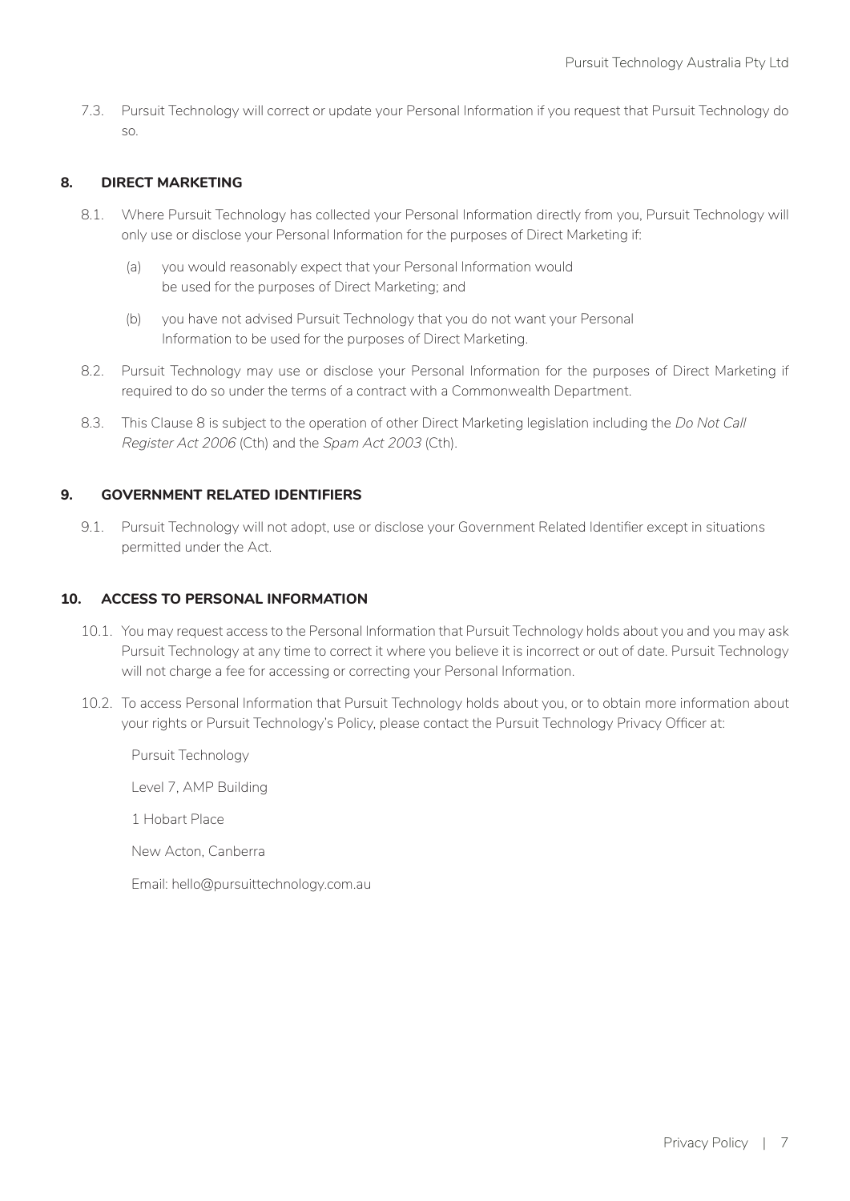7.3. Pursuit Technology will correct or update your Personal Information if you request that Pursuit Technology do so.

## 8. DIRECT MARKETING

8.1. Where Pursuit Technology has collected your Personal Information directly from you, Pursuit Technology will only use or disclose your Personal Information for the purposes of Direct Marketing if:

(a) you would reasonably expect that your Personal Information would be used for the purposes of Direct Marketing; and

(b) you have not advised Pursuit Technology that you do not want your Personal Information to be used for the purposes of Direct Marketing.

8.2. Pursuit Technology may use or disclose your Personal Information for the purposes of Direct Marketing if required to do so under the terms of a contract with a Commonwealth Department.

8.3. This Clause 8 is subject to the operation of other Direct Marketing legislation including the *Do Not Call Register Act 2006* (Cth) and the *Spam Act 2003* (Cth).

## 9. GOVERNMENT RELATED IDENTIFIERS

9.1. Pursuit Technology will not adopt, use or disclose your Government Related Identifier except in situations permitted under the Act.

## 10. ACCESS TO PERSONAL INFORMATION

10.1. You may request access to the Personal Information that Pursuit Technology holds about you and you may ask Pursuit Technology at any time to correct it where you believe it is incorrect or out of date. Pursuit Technology will not charge a fee for accessing or correcting your Personal Information.

10.2. To access Personal Information that Pursuit Technology holds about you, or to obtain more information about your rights or Pursuit Technology's Policy, please contact the Pursuit Technology Privacy Officer at:

Pursuit Technology

Level 7, AMP Building

1 Hobart Place

New Acton, Canberra

Email: hello@pursuittechnology.com.au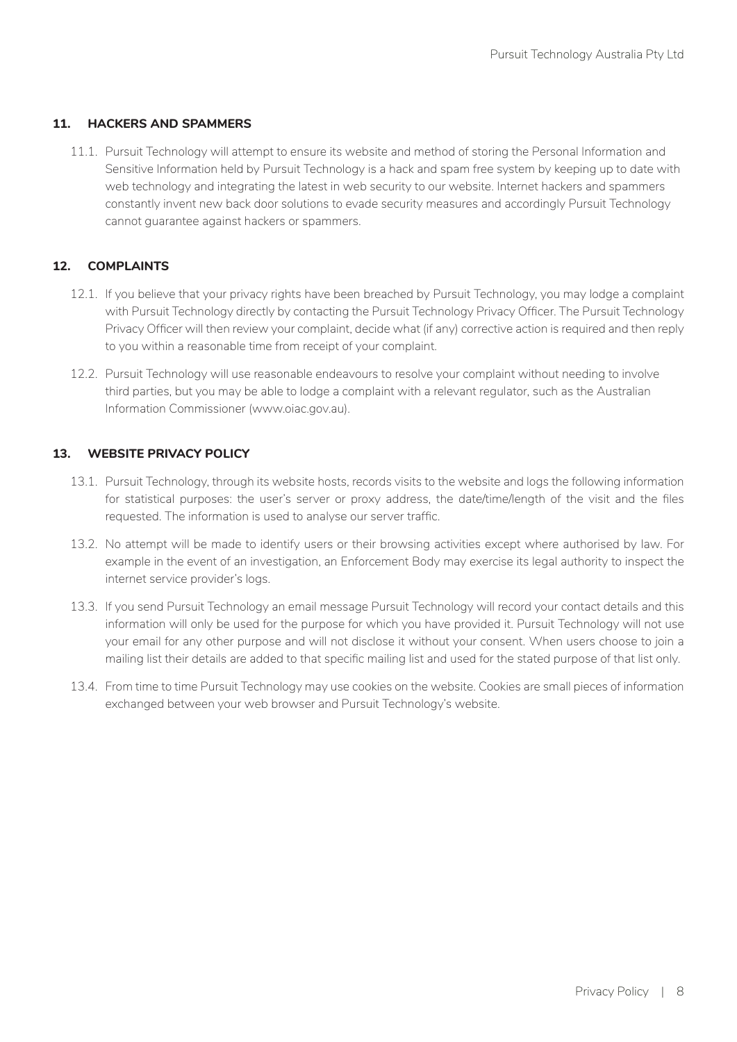## 11. HACKERS AND SPAMMERS

11.1. Pursuit Technology will attempt to ensure its website and method of storing the Personal Information and Sensitive Information held by Pursuit Technology is a hack and spam free system by keeping up to date with web technology and integrating the latest in web security to our website. Internet hackers and spammers constantly invent new back door solutions to evade security measures and accordingly Pursuit Technology cannot guarantee against hackers or spammers.

## 12. COMPLAINTS

12.1. If you believe that your privacy rights have been breached by Pursuit Technology, you may lodge a complaint with Pursuit Technology directly by contacting the Pursuit Technology Privacy Officer. The Pursuit Technology Privacy Officer will then review your complaint, decide what (if any) corrective action is required and then reply to you within a reasonable time from receipt of your complaint.

12.2. Pursuit Technology will use reasonable endeavours to resolve your complaint without needing to involve third parties, but you may be able to lodge a complaint with a relevant regulator, such as the Australian Information Commissioner (www.oiac.gov.au).

## 13. WEBSITE PRIVACY POLICY

13.1. Pursuit Technology, through its website hosts, records visits to the website and logs the following information for statistical purposes: the user's server or proxy address, the date/time/length of the visit and the files requested. The information is used to analyse our server traffic.

13.2. No attempt will be made to identify users or their browsing activities except where authorised by law. For example in the event of an investigation, an Enforcement Body may exercise its legal authority to inspect the internet service provider's logs.

13.3. If you send Pursuit Technology an email message Pursuit Technology will record your contact details and this information will only be used for the purpose for which you have provided it. Pursuit Technology will not use your email for any other purpose and will not disclose it without your consent. When users choose to join a mailing list their details are added to that specific mailing list and used for the stated purpose of that list only.

13.4. From time to time Pursuit Technology may use cookies on the website. Cookies are small pieces of information exchanged between your web browser and Pursuit Technology's website.